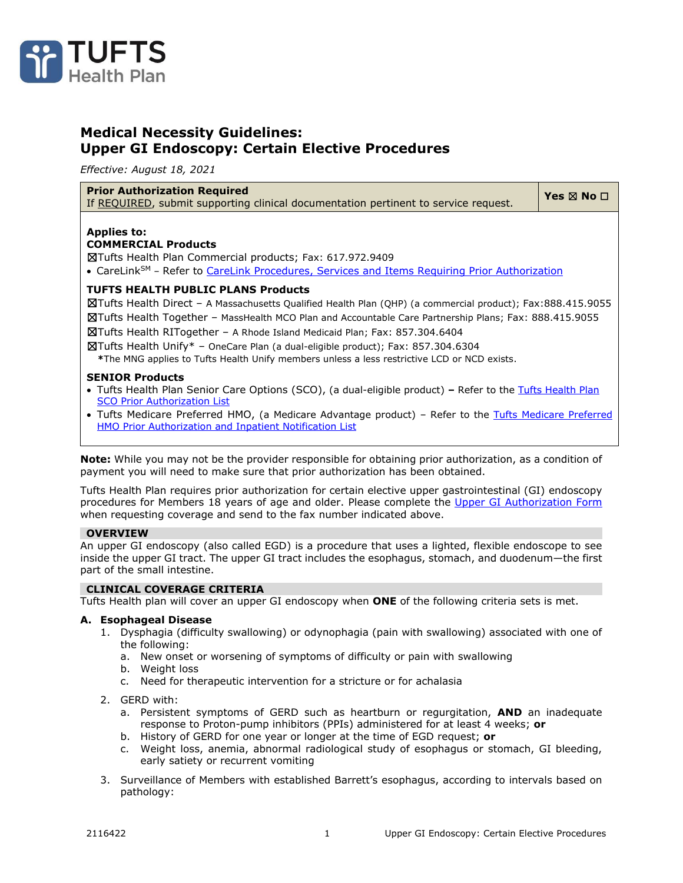# Medical Necessity Guidelines:
# Upper GI Endoscopy: Certain Elective Procedures

*Effective: August 18, 2021*

| **Prior Authorization Required**<br>If REQUIRED, submit supporting clinical documentation pertinent to service request. | **Yes ☒ No ☐** |
|---|---|

**Applies to:**

**COMMERCIAL Products**

☒Tufts Health Plan Commercial products; Fax: 617.972.9409

- CareLink[SM] – Refer to [CareLink Procedures, Services and Items Requiring Prior Authorization]

**TUFTS HEALTH PUBLIC PLANS Products**

☒Tufts Health Direct – A Massachusetts Qualified Health Plan (QHP) (a commercial product); Fax:888.415.9055
☒Tufts Health Together – MassHealth MCO Plan and Accountable Care Partnership Plans; Fax: 888.415.9055
☒Tufts Health RITogether – A Rhode Island Medicaid Plan; Fax: 857.304.6404
☒Tufts Health Unify* – OneCare Plan (a dual-eligible product); Fax: 857.304.6304
*The MNG applies to Tufts Health Unify members unless a less restrictive LCD or NCD exists.

**SENIOR Products**

- Tufts Health Plan Senior Care Options (SCO), (a dual-eligible product) **–** Refer to the Tufts Health Plan SCO Prior Authorization List
- Tufts Medicare Preferred HMO, (a Medicare Advantage product) – Refer to the Tufts Medicare Preferred HMO Prior Authorization and Inpatient Notification List

**Note:** While you may not be the provider responsible for obtaining prior authorization, as a condition of payment you will need to make sure that prior authorization has been obtained.

Tufts Health Plan requires prior authorization for certain elective upper gastrointestinal (GI) endoscopy procedures for Members 18 years of age and older. Please complete the Upper GI Authorization Form when requesting coverage and send to the fax number indicated above.

## OVERVIEW

An upper GI endoscopy (also called EGD) is a procedure that uses a lighted, flexible endoscope to see inside the upper GI tract. The upper GI tract includes the esophagus, stomach, and duodenum—the first part of the small intestine.

## CLINICAL COVERAGE CRITERIA

Tufts Health plan will cover an upper GI endoscopy when **ONE** of the following criteria sets is met.

**A. Esophageal Disease**

1. Dysphagia (difficulty swallowing) or odynophagia (pain with swallowing) associated with one of the following:
   a. New onset or worsening of symptoms of difficulty or pain with swallowing
   b. Weight loss
   c. Need for therapeutic intervention for a stricture or for achalasia
2. GERD with:
   a. Persistent symptoms of GERD such as heartburn or regurgitation, **AND** an inadequate response to Proton-pump inhibitors (PPIs) administered for at least 4 weeks; **or**
   b. History of GERD for one year or longer at the time of EGD request; **or**
   c. Weight loss, anemia, abnormal radiological study of esophagus or stomach, GI bleeding, early satiety or recurrent vomiting
3. Surveillance of Members with established Barrett's esophagus, according to intervals based on pathology: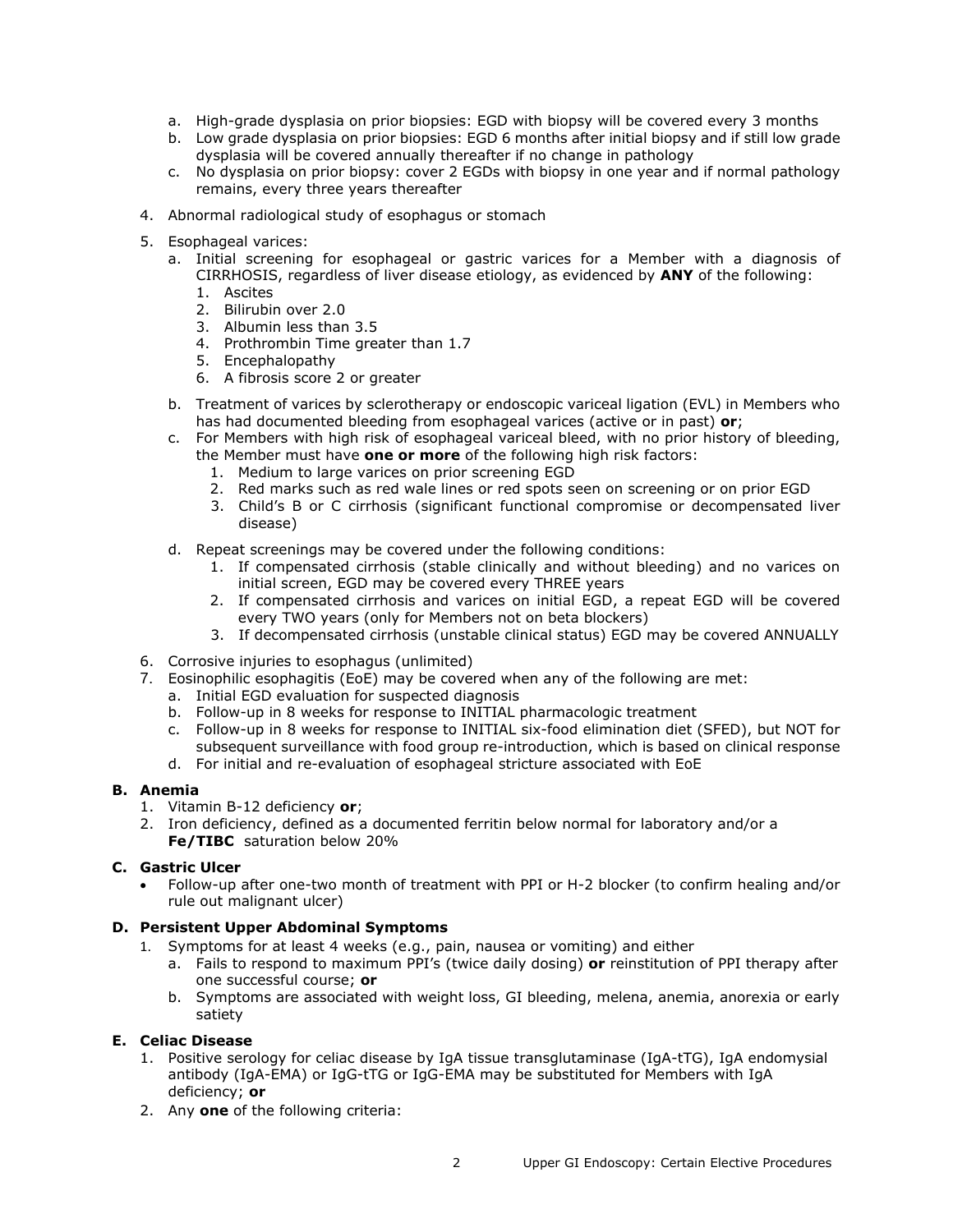a. High-grade dysplasia on prior biopsies: EGD with biopsy will be covered every 3 months
b. Low grade dysplasia on prior biopsies: EGD 6 months after initial biopsy and if still low grade dysplasia will be covered annually thereafter if no change in pathology
c. No dysplasia on prior biopsy: cover 2 EGDs with biopsy in one year and if normal pathology remains, every three years thereafter

4. Abnormal radiological study of esophagus or stomach

5. Esophageal varices:
   a. Initial screening for esophageal or gastric varices for a Member with a diagnosis of CIRRHOSIS, regardless of liver disease etiology, as evidenced by **ANY** of the following:
      1. Ascites
      2. Bilirubin over 2.0
      3. Albumin less than 3.5
      4. Prothrombin Time greater than 1.7
      5. Encephalopathy
      6. A fibrosis score 2 or greater

   b. Treatment of varices by sclerotherapy or endoscopic variceal ligation (EVL) in Members who has had documented bleeding from esophageal varices (active or in past) **or**;
   c. For Members with high risk of esophageal variceal bleed, with no prior history of bleeding, the Member must have **one or more** of the following high risk factors:
      1. Medium to large varices on prior screening EGD
      2. Red marks such as red wale lines or red spots seen on screening or on prior EGD
      3. Child's B or C cirrhosis (significant functional compromise or decompensated liver disease)

   d. Repeat screenings may be covered under the following conditions:
      1. If compensated cirrhosis (stable clinically and without bleeding) and no varices on initial screen, EGD may be covered every THREE years
      2. If compensated cirrhosis and varices on initial EGD, a repeat EGD will be covered every TWO years (only for Members not on beta blockers)
      3. If decompensated cirrhosis (unstable clinical status) EGD may be covered ANNUALLY

6. Corrosive injuries to esophagus (unlimited)
7. Eosinophilic esophagitis (EoE) may be covered when any of the following are met:
   a. Initial EGD evaluation for suspected diagnosis
   b. Follow-up in 8 weeks for response to INITIAL pharmacologic treatment
   c. Follow-up in 8 weeks for response to INITIAL six-food elimination diet (SFED), but NOT for subsequent surveillance with food group re-introduction, which is based on clinical response
   d. For initial and re-evaluation of esophageal stricture associated with EoE

**B. Anemia**

1. Vitamin B-12 deficiency **or**;
2. Iron deficiency, defined as a documented ferritin below normal for laboratory and/or a **Fe/TIBC** saturation below 20%

**C. Gastric Ulcer**

- Follow-up after one-two month of treatment with PPI or H-2 blocker (to confirm healing and/or rule out malignant ulcer)

**D. Persistent Upper Abdominal Symptoms**

1. Symptoms for at least 4 weeks (e.g., pain, nausea or vomiting) and either
   a. Fails to respond to maximum PPI's (twice daily dosing) **or** reinstitution of PPI therapy after one successful course; **or**
   b. Symptoms are associated with weight loss, GI bleeding, melena, anemia, anorexia or early satiety

**E. Celiac Disease**

1. Positive serology for celiac disease by IgA tissue transglutaminase (IgA-tTG), IgA endomysial antibody (IgA-EMA) or IgG-tTG or IgG-EMA may be substituted for Members with IgA deficiency; **or**
2. Any **one** of the following criteria: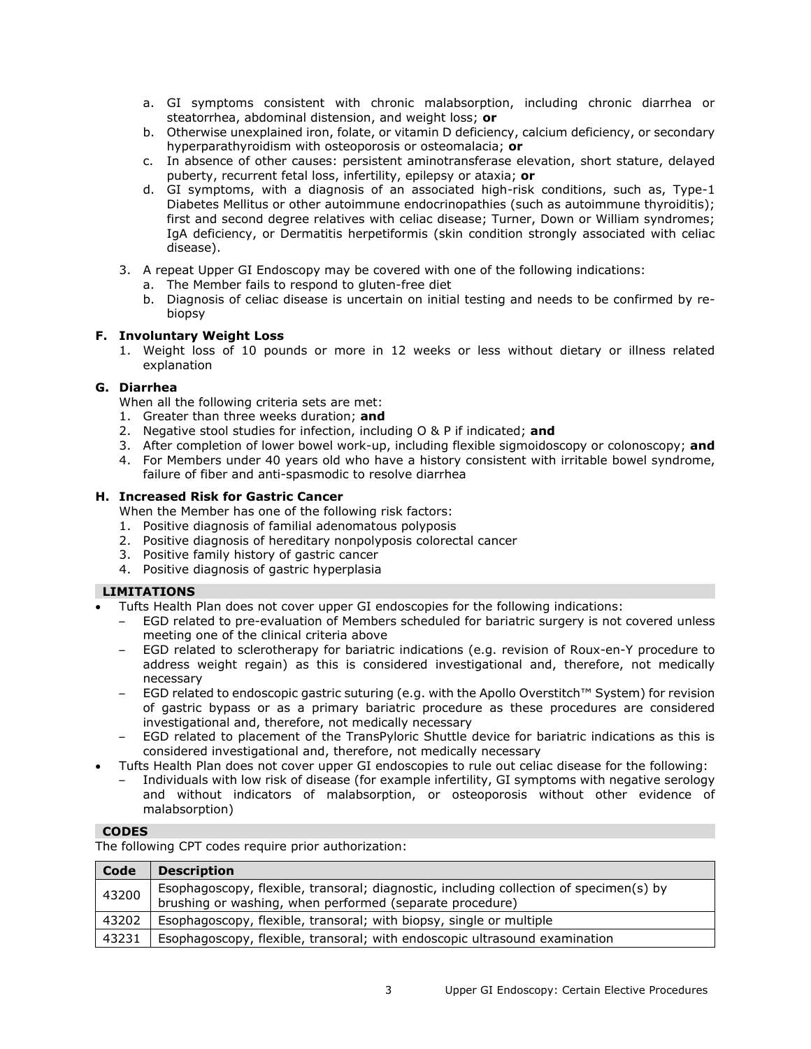a. GI symptoms consistent with chronic malabsorption, including chronic diarrhea or steatorrhea, abdominal distension, and weight loss; **or**
   b. Otherwise unexplained iron, folate, or vitamin D deficiency, calcium deficiency, or secondary hyperparathyroidism with osteoporosis or osteomalacia; **or**
   c. In absence of other causes: persistent aminotransferase elevation, short stature, delayed puberty, recurrent fetal loss, infertility, epilepsy or ataxia; **or**
   d. GI symptoms, with a diagnosis of an associated high-risk conditions, such as, Type-1 Diabetes Mellitus or other autoimmune endocrinopathies (such as autoimmune thyroiditis); first and second degree relatives with celiac disease; Turner, Down or William syndromes; IgA deficiency, or Dermatitis herpetiformis (skin condition strongly associated with celiac disease).

3. A repeat Upper GI Endoscopy may be covered with one of the following indications:
   a. The Member fails to respond to gluten-free diet
   b. Diagnosis of celiac disease is uncertain on initial testing and needs to be confirmed by re-biopsy

**F. Involuntary Weight Loss**

1. Weight loss of 10 pounds or more in 12 weeks or less without dietary or illness related explanation

**G. Diarrhea**

When all the following criteria sets are met:

1. Greater than three weeks duration; **and**
2. Negative stool studies for infection, including O & P if indicated; **and**
3. After completion of lower bowel work-up, including flexible sigmoidoscopy or colonoscopy; **and**
4. For Members under 40 years old who have a history consistent with irritable bowel syndrome, failure of fiber and anti-spasmodic to resolve diarrhea

**H. Increased Risk for Gastric Cancer**

When the Member has one of the following risk factors:

1. Positive diagnosis of familial adenomatous polyposis
2. Positive diagnosis of hereditary nonpolyposis colorectal cancer
3. Positive family history of gastric cancer
4. Positive diagnosis of gastric hyperplasia

## LIMITATIONS

- Tufts Health Plan does not cover upper GI endoscopies for the following indications:
  - EGD related to pre-evaluation of Members scheduled for bariatric surgery is not covered unless meeting one of the clinical criteria above
  - EGD related to sclerotherapy for bariatric indications (e.g. revision of Roux-en-Y procedure to address weight regain) as this is considered investigational and, therefore, not medically necessary
  - EGD related to endoscopic gastric suturing (e.g. with the Apollo Overstitch™ System) for revision of gastric bypass or as a primary bariatric procedure as these procedures are considered investigational and, therefore, not medically necessary
  - EGD related to placement of the TransPyloric Shuttle device for bariatric indications as this is considered investigational and, therefore, not medically necessary
- Tufts Health Plan does not cover upper GI endoscopies to rule out celiac disease for the following:
  - Individuals with low risk of disease (for example infertility, GI symptoms with negative serology and without indicators of malabsorption, or osteoporosis without other evidence of malabsorption)

## CODES

The following CPT codes require prior authorization:

| Code | Description |
|---|---|
| 43200 | Esophagoscopy, flexible, transoral; diagnostic, including collection of specimen(s) by brushing or washing, when performed (separate procedure) |
| 43202 | Esophagoscopy, flexible, transoral; with biopsy, single or multiple |
| 43231 | Esophagoscopy, flexible, transoral; with endoscopic ultrasound examination |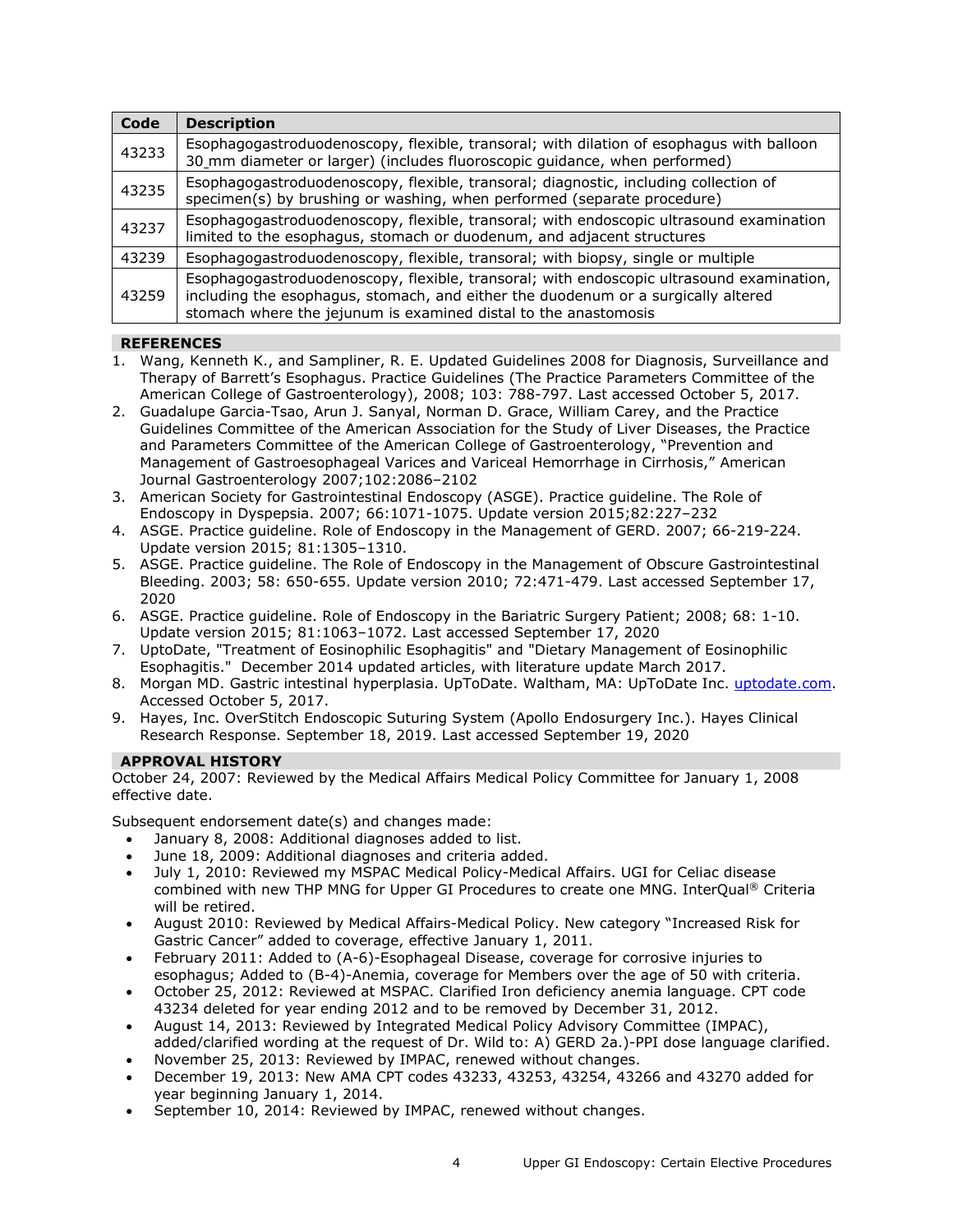| Code | Description |
|---|---|
| 43233 | Esophagogastroduodenoscopy, flexible, transoral; with dilation of esophagus with balloon 30 mm diameter or larger) (includes fluoroscopic guidance, when performed) |
| 43235 | Esophagogastroduodenoscopy, flexible, transoral; diagnostic, including collection of specimen(s) by brushing or washing, when performed (separate procedure) |
| 43237 | Esophagogastroduodenoscopy, flexible, transoral; with endoscopic ultrasound examination limited to the esophagus, stomach or duodenum, and adjacent structures |
| 43239 | Esophagogastroduodenoscopy, flexible, transoral; with biopsy, single or multiple |
| 43259 | Esophagogastroduodenoscopy, flexible, transoral; with endoscopic ultrasound examination, including the esophagus, stomach, and either the duodenum or a surgically altered stomach where the jejunum is examined distal to the anastomosis |

## REFERENCES

1. Wang, Kenneth K., and Sampliner, R. E. Updated Guidelines 2008 for Diagnosis, Surveillance and Therapy of Barrett's Esophagus. Practice Guidelines (The Practice Parameters Committee of the American College of Gastroenterology), 2008; 103: 788-797. Last accessed October 5, 2017.
2. Guadalupe Garcia-Tsao, Arun J. Sanyal, Norman D. Grace, William Carey, and the Practice Guidelines Committee of the American Association for the Study of Liver Diseases, the Practice and Parameters Committee of the American College of Gastroenterology, "Prevention and Management of Gastroesophageal Varices and Variceal Hemorrhage in Cirrhosis," American Journal Gastroenterology 2007;102:2086–2102
3. American Society for Gastrointestinal Endoscopy (ASGE). Practice guideline. The Role of Endoscopy in Dyspepsia. 2007; 66:1071-1075. Update version 2015;82:227–232
4. ASGE. Practice guideline. Role of Endoscopy in the Management of GERD. 2007; 66-219-224. Update version 2015; 81:1305–1310.
5. ASGE. Practice guideline. The Role of Endoscopy in the Management of Obscure Gastrointestinal Bleeding. 2003; 58: 650-655. Update version 2010; 72:471-479. Last accessed September 17, 2020
6. ASGE. Practice guideline. Role of Endoscopy in the Bariatric Surgery Patient; 2008; 68: 1-10. Update version 2015; 81:1063–1072. Last accessed September 17, 2020
7. UptoDate, "Treatment of Eosinophilic Esophagitis" and "Dietary Management of Eosinophilic Esophagitis." December 2014 updated articles, with literature update March 2017.
8. Morgan MD. Gastric intestinal hyperplasia. UpToDate. Waltham, MA: UpToDate Inc. uptodate.com. Accessed October 5, 2017.
9. Hayes, Inc. OverStitch Endoscopic Suturing System (Apollo Endosurgery Inc.). Hayes Clinical Research Response. September 18, 2019. Last accessed September 19, 2020

## APPROVAL HISTORY

October 24, 2007: Reviewed by the Medical Affairs Medical Policy Committee for January 1, 2008 effective date.

Subsequent endorsement date(s) and changes made:

- January 8, 2008: Additional diagnoses added to list.
- June 18, 2009: Additional diagnoses and criteria added.
- July 1, 2010: Reviewed my MSPAC Medical Policy-Medical Affairs. UGI for Celiac disease combined with new THP MNG for Upper GI Procedures to create one MNG. InterQual® Criteria will be retired.
- August 2010: Reviewed by Medical Affairs-Medical Policy. New category "Increased Risk for Gastric Cancer" added to coverage, effective January 1, 2011.
- February 2011: Added to (A-6)-Esophageal Disease, coverage for corrosive injuries to esophagus; Added to (B-4)-Anemia, coverage for Members over the age of 50 with criteria.
- October 25, 2012: Reviewed at MSPAC. Clarified Iron deficiency anemia language. CPT code 43234 deleted for year ending 2012 and to be removed by December 31, 2012.
- August 14, 2013: Reviewed by Integrated Medical Policy Advisory Committee (IMPAC), added/clarified wording at the request of Dr. Wild to: A) GERD 2a.)-PPI dose language clarified.
- November 25, 2013: Reviewed by IMPAC, renewed without changes.
- December 19, 2013: New AMA CPT codes 43233, 43253, 43254, 43266 and 43270 added for year beginning January 1, 2014.
- September 10, 2014: Reviewed by IMPAC, renewed without changes.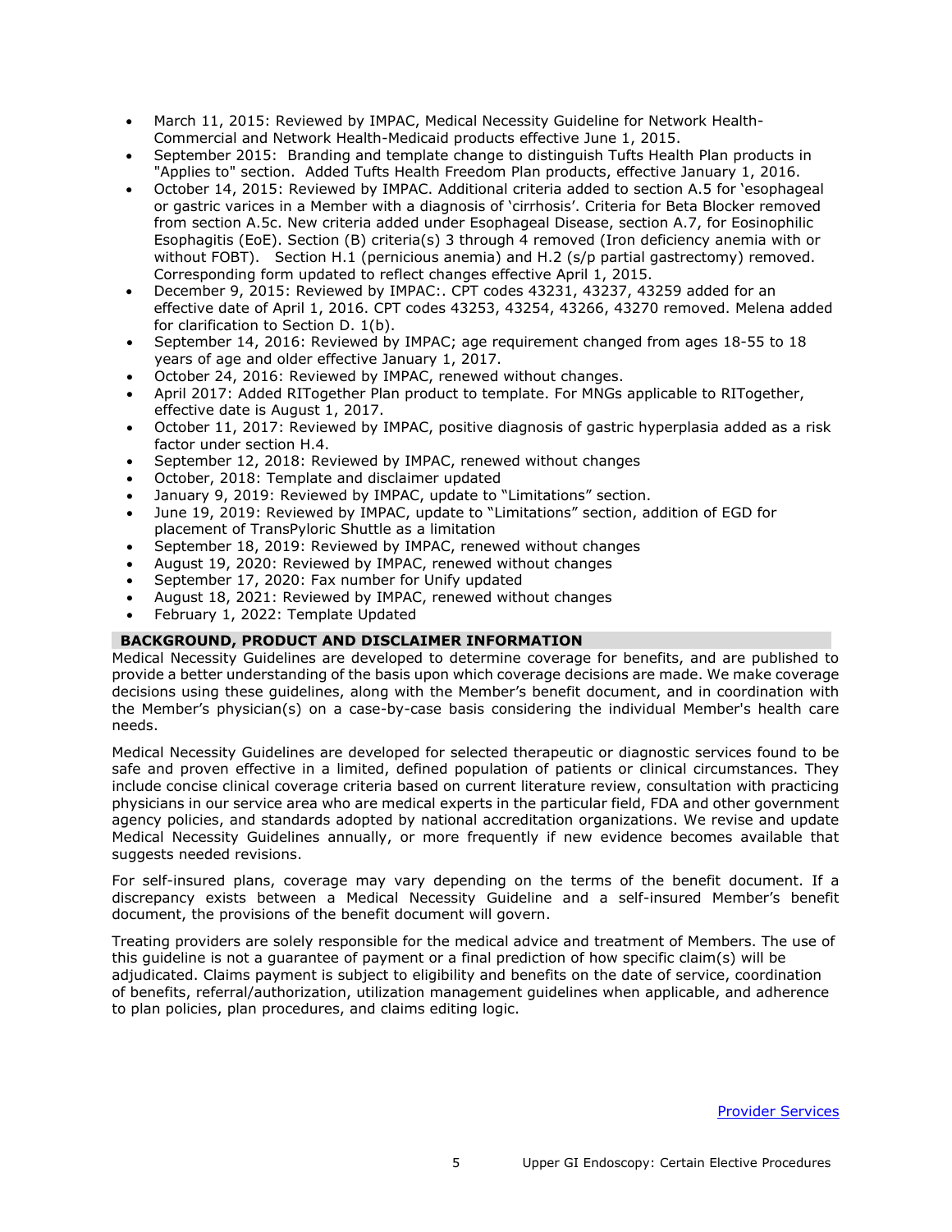- March 11, 2015: Reviewed by IMPAC, Medical Necessity Guideline for Network Health-Commercial and Network Health-Medicaid products effective June 1, 2015.
- September 2015: Branding and template change to distinguish Tufts Health Plan products in "Applies to" section. Added Tufts Health Freedom Plan products, effective January 1, 2016.
- October 14, 2015: Reviewed by IMPAC. Additional criteria added to section A.5 for 'esophageal or gastric varices in a Member with a diagnosis of 'cirrhosis'. Criteria for Beta Blocker removed from section A.5c. New criteria added under Esophageal Disease, section A.7, for Eosinophilic Esophagitis (EoE). Section (B) criteria(s) 3 through 4 removed (Iron deficiency anemia with or without FOBT). Section H.1 (pernicious anemia) and H.2 (s/p partial gastrectomy) removed. Corresponding form updated to reflect changes effective April 1, 2015.
- December 9, 2015: Reviewed by IMPAC:. CPT codes 43231, 43237, 43259 added for an effective date of April 1, 2016. CPT codes 43253, 43254, 43266, 43270 removed. Melena added for clarification to Section D. 1(b).
- September 14, 2016: Reviewed by IMPAC; age requirement changed from ages 18-55 to 18 years of age and older effective January 1, 2017.
- October 24, 2016: Reviewed by IMPAC, renewed without changes.
- April 2017: Added RITogether Plan product to template. For MNGs applicable to RITogether, effective date is August 1, 2017.
- October 11, 2017: Reviewed by IMPAC, positive diagnosis of gastric hyperplasia added as a risk factor under section H.4.
- September 12, 2018: Reviewed by IMPAC, renewed without changes
- October, 2018: Template and disclaimer updated
- January 9, 2019: Reviewed by IMPAC, update to "Limitations" section.
- June 19, 2019: Reviewed by IMPAC, update to "Limitations" section, addition of EGD for placement of TransPyloric Shuttle as a limitation
- September 18, 2019: Reviewed by IMPAC, renewed without changes
- August 19, 2020: Reviewed by IMPAC, renewed without changes
- September 17, 2020: Fax number for Unify updated
- August 18, 2021: Reviewed by IMPAC, renewed without changes
- February 1, 2022: Template Updated

## BACKGROUND, PRODUCT AND DISCLAIMER INFORMATION

Medical Necessity Guidelines are developed to determine coverage for benefits, and are published to provide a better understanding of the basis upon which coverage decisions are made. We make coverage decisions using these guidelines, along with the Member's benefit document, and in coordination with the Member's physician(s) on a case-by-case basis considering the individual Member's health care needs.

Medical Necessity Guidelines are developed for selected therapeutic or diagnostic services found to be safe and proven effective in a limited, defined population of patients or clinical circumstances. They include concise clinical coverage criteria based on current literature review, consultation with practicing physicians in our service area who are medical experts in the particular field, FDA and other government agency policies, and standards adopted by national accreditation organizations. We revise and update Medical Necessity Guidelines annually, or more frequently if new evidence becomes available that suggests needed revisions.

For self-insured plans, coverage may vary depending on the terms of the benefit document. If a discrepancy exists between a Medical Necessity Guideline and a self-insured Member's benefit document, the provisions of the benefit document will govern.

Treating providers are solely responsible for the medical advice and treatment of Members. The use of this guideline is not a guarantee of payment or a final prediction of how specific claim(s) will be adjudicated. Claims payment is subject to eligibility and benefits on the date of service, coordination of benefits, referral/authorization, utilization management guidelines when applicable, and adherence to plan policies, plan procedures, and claims editing logic.

Provider Services